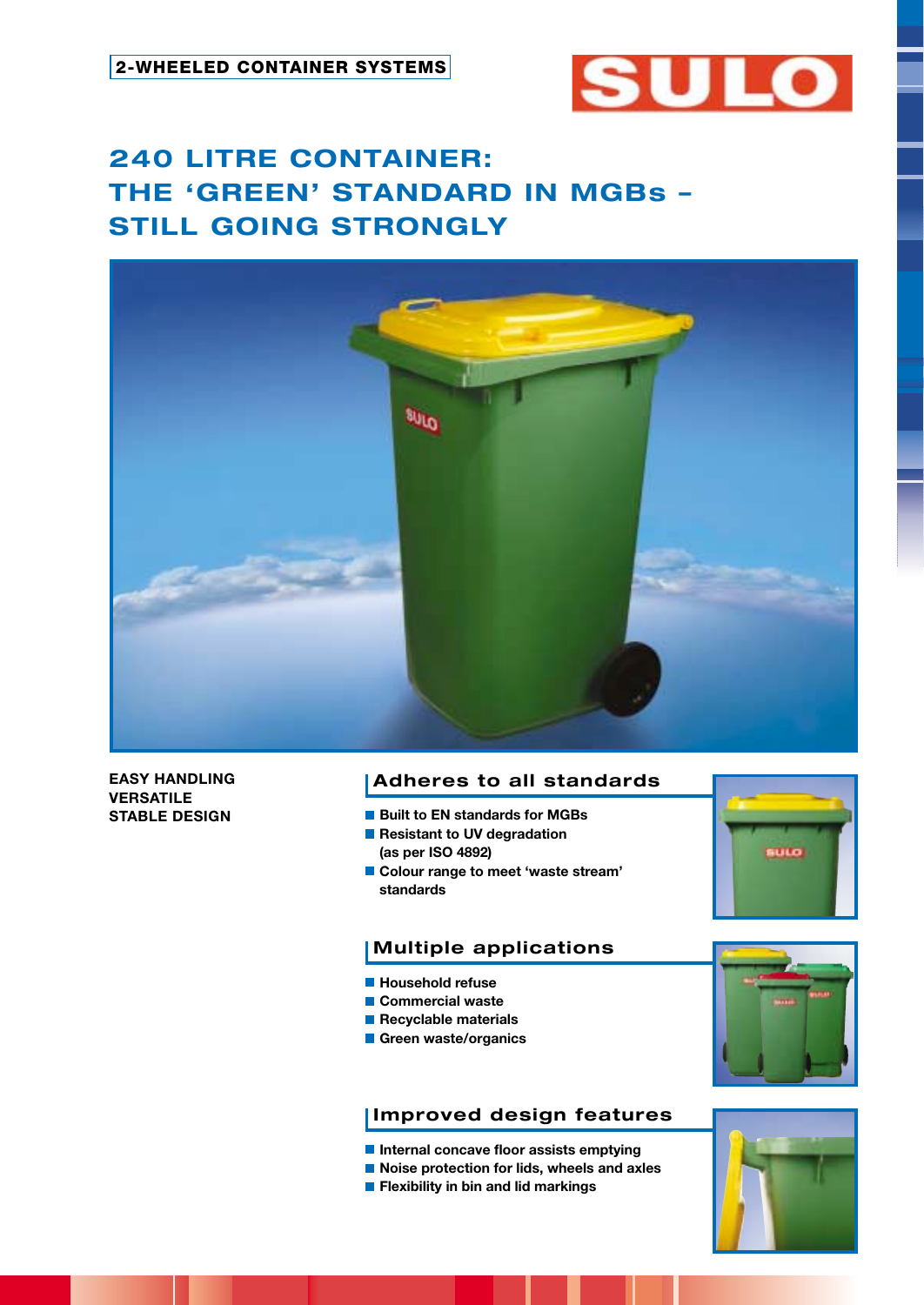2-WHEELED CONTAINER SYSTEMS

SULO

# 240 LITRE CONTAINER: THE 'GREEN' STANDARD IN MGBs – STILL GOING STRONGLY

**EASY HANDLING**
**VERSATILE**
**STABLE DESIGN**

## Adheres to all standards

- Built to EN standards for MGBs
- Resistant to UV degradation (as per ISO 4892)
- Colour range to meet 'waste stream' standards

## Multiple applications

- Household refuse
- Commercial waste
- Recyclable materials
- Green waste/organics

## Improved design features

- Internal concave floor assists emptying
- Noise protection for lids, wheels and axles
- Flexibility in bin and lid markings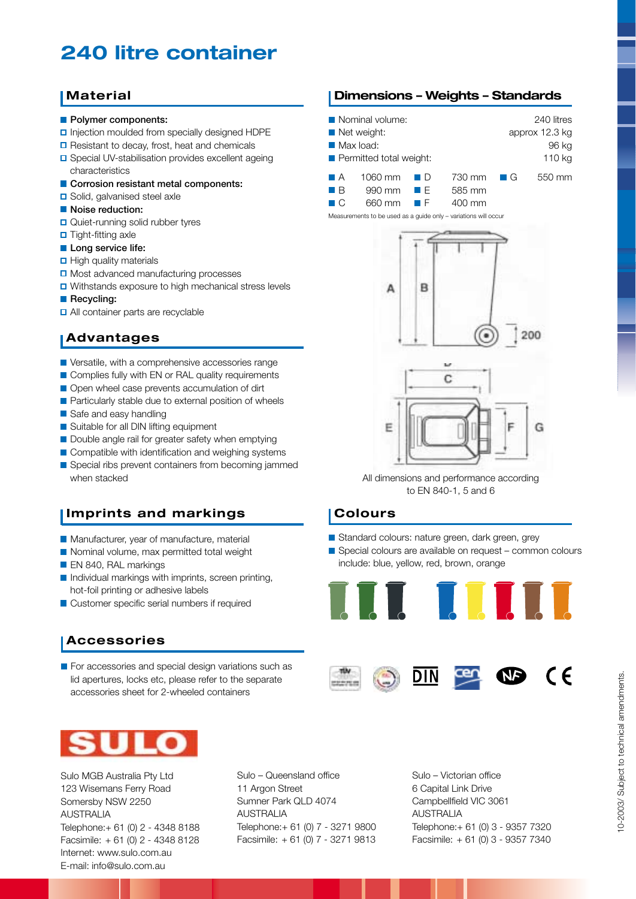# 240 litre container

## Material

- **Polymer components:**
  - Injection moulded from specially designed HDPE
  - Resistant to decay, frost, heat and chemicals
  - Special UV-stabilisation provides excellent ageing characteristics
- **Corrosion resistant metal components:**
  - Solid, galvanised steel axle
- **Noise reduction:**
  - Quiet-running solid rubber tyres
  - Tight-fitting axle
- **Long service life:**
  - High quality materials
  - Most advanced manufacturing processes
  - Withstands exposure to high mechanical stress levels
- **Recycling:**
  - All container parts are recyclable

## Advantages

- Versatile, with a comprehensive accessories range
- Complies fully with EN or RAL quality requirements
- Open wheel case prevents accumulation of dirt
- Particularly stable due to external position of wheels
- Safe and easy handling
- Suitable for all DIN lifting equipment
- Double angle rail for greater safety when emptying
- Compatible with identification and weighing systems
- Special ribs prevent containers from becoming jammed when stacked

## Imprints and markings

- Manufacturer, year of manufacture, material
- Nominal volume, max permitted total weight
- EN 840, RAL markings
- Individual markings with imprints, screen printing, hot-foil printing or adhesive labels
- Customer specific serial numbers if required

## Accessories

- For accessories and special design variations such as lid apertures, locks etc, please refer to the separate accessories sheet for 2-wheeled containers

## Dimensions – Weights – Standards

| | |
|---|---|
| Nominal volume: | 240 litres |
| Net weight: | approx 12.3 kg |
| Max load: | 96 kg |
| Permitted total weight: | 110 kg |

| | | | | | |
|---|---|---|---|---|---|
| A | 1060 mm | D | 730 mm | G | 550 mm |
| B | 990 mm | E | 585 mm | | |
| C | 660 mm | F | 400 mm | | |

Measurements to be used as a guide only – variations will occur

A
B
200
C
E
F
G

All dimensions and performance according to EN 840-1, 5 and 6

## Colours

- Standard colours: nature green, dark green, grey
- Special colours are available on request – common colours include: blue, yellow, red, brown, orange

DIN cen NF CE

SULO

Sulo MGB Australia Pty Ltd
123 Wisemans Ferry Road
Somersby NSW 2250
AUSTRALIA
Telephone:+ 61 (0) 2 - 4348 8188
Facsimile: + 61 (0) 2 - 4348 8128
Internet: www.sulo.com.au
E-mail: info@sulo.com.au

Sulo – Queensland office
11 Argon Street
Sumner Park QLD 4074
AUSTRALIA
Telephone:+ 61 (0) 7 - 3271 9800
Facsimile: + 61 (0) 7 - 3271 9813

Sulo – Victorian office
6 Capital Link Drive
Campbellfield VIC 3061
AUSTRALIA
Telephone:+ 61 (0) 3 - 9357 7320
Facsimile: + 61 (0) 3 - 9357 7340

10-2003/ Subject to technical amendments.